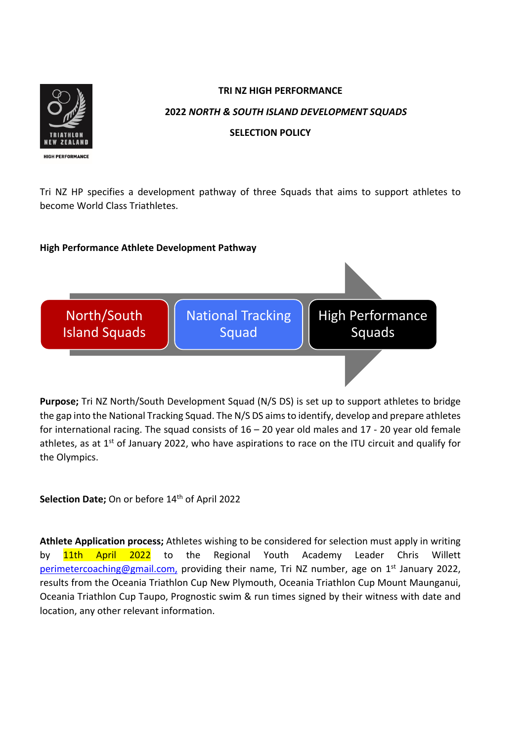**TRI NZ HIGH PERFORMANCE**

**2022 *NORTH & SOUTH ISLAND DEVELOPMENT SQUADS***

**SELECTION POLICY**

Tri NZ HP specifies a development pathway of three Squads that aims to support athletes to become World Class Triathletes.

**High Performance Athlete Development Pathway**

North/South Island Squads → National Tracking Squad → High Performance Squads

**Purpose;** Tri NZ North/South Development Squad (N/S DS) is set up to support athletes to bridge the gap into the National Tracking Squad. The N/S DS aims to identify, develop and prepare athletes for international racing. The squad consists of 16 – 20 year old males and 17 - 20 year old female athletes, as at 1st of January 2022, who have aspirations to race on the ITU circuit and qualify for the Olympics.

**Selection Date;** On or before 14th of April 2022

**Athlete Application process;** Athletes wishing to be considered for selection must apply in writing by 11th April 2022 to the Regional Youth Academy Leader Chris Willett perimetercoaching@gmail.com, providing their name, Tri NZ number, age on 1st January 2022, results from the Oceania Triathlon Cup New Plymouth, Oceania Triathlon Cup Mount Maunganui, Oceania Triathlon Cup Taupo, Prognostic swim & run times signed by their witness with date and location, any other relevant information.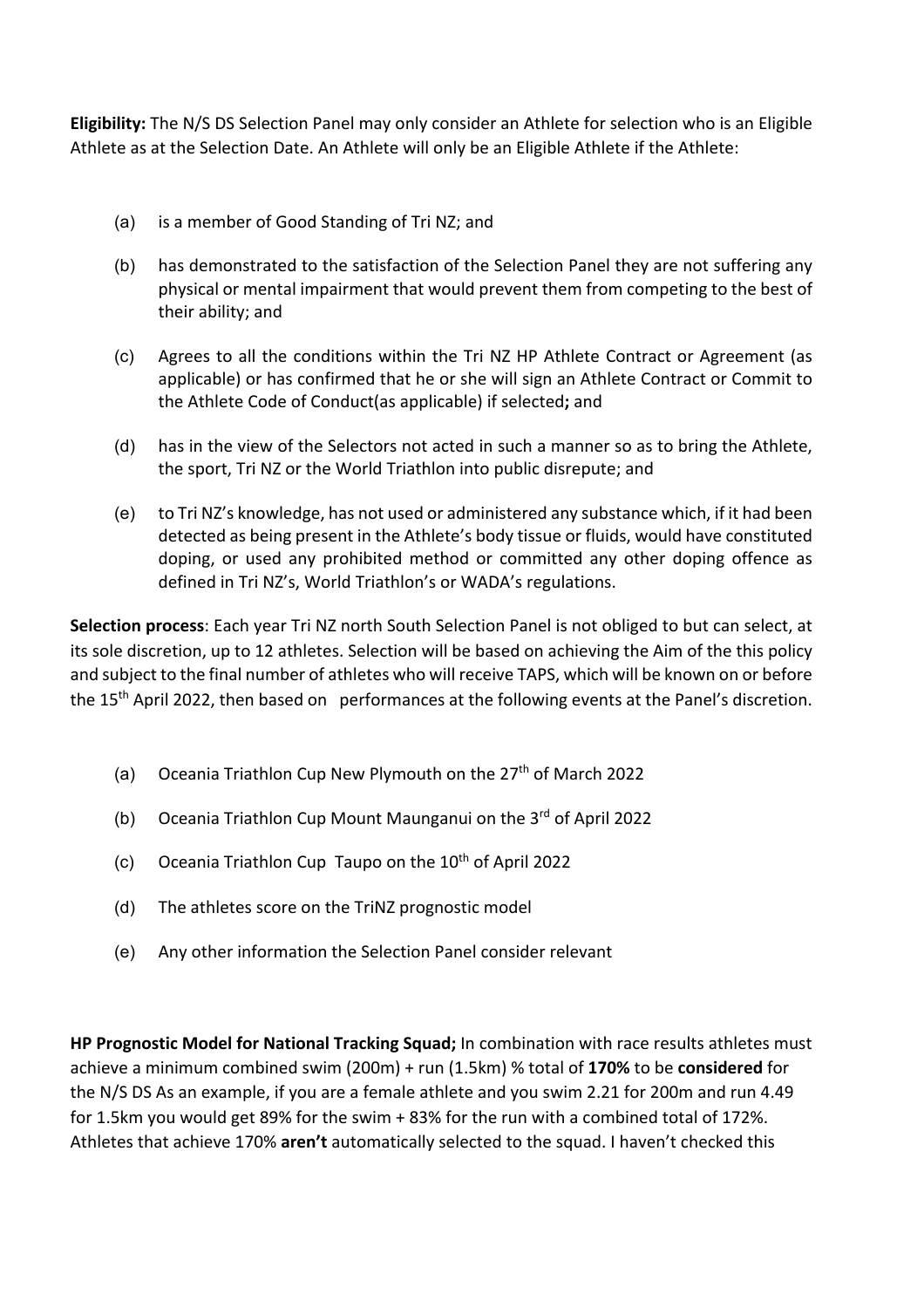**Eligibility:** The N/S DS Selection Panel may only consider an Athlete for selection who is an Eligible Athlete as at the Selection Date. An Athlete will only be an Eligible Athlete if the Athlete:

(a) is a member of Good Standing of Tri NZ; and

(b) has demonstrated to the satisfaction of the Selection Panel they are not suffering any physical or mental impairment that would prevent them from competing to the best of their ability; and

(c) Agrees to all the conditions within the Tri NZ HP Athlete Contract or Agreement (as applicable) or has confirmed that he or she will sign an Athlete Contract or Commit to the Athlete Code of Conduct(as applicable) if selected**;** and

(d) has in the view of the Selectors not acted in such a manner so as to bring the Athlete, the sport, Tri NZ or the World Triathlon into public disrepute; and

(e) to Tri NZ's knowledge, has not used or administered any substance which, if it had been detected as being present in the Athlete's body tissue or fluids, would have constituted doping, or used any prohibited method or committed any other doping offence as defined in Tri NZ's, World Triathlon's or WADA's regulations.

**Selection process**: Each year Tri NZ north South Selection Panel is not obliged to but can select, at its sole discretion, up to 12 athletes. Selection will be based on achieving the Aim of the this policy and subject to the final number of athletes who will receive TAPS, which will be known on or before the 15th April 2022, then based on performances at the following events at the Panel's discretion.

(a) Oceania Triathlon Cup New Plymouth on the 27th of March 2022

(b) Oceania Triathlon Cup Mount Maunganui on the 3rd of April 2022

(c) Oceania Triathlon Cup Taupo on the 10th of April 2022

(d) The athletes score on the TriNZ prognostic model

(e) Any other information the Selection Panel consider relevant

**HP Prognostic Model for National Tracking Squad;** In combination with race results athletes must achieve a minimum combined swim (200m) + run (1.5km) % total of **170%** to be **considered** for the N/S DS As an example, if you are a female athlete and you swim 2.21 for 200m and run 4.49 for 1.5km you would get 89% for the swim + 83% for the run with a combined total of 172%. Athletes that achieve 170% **aren't** automatically selected to the squad. I haven't checked this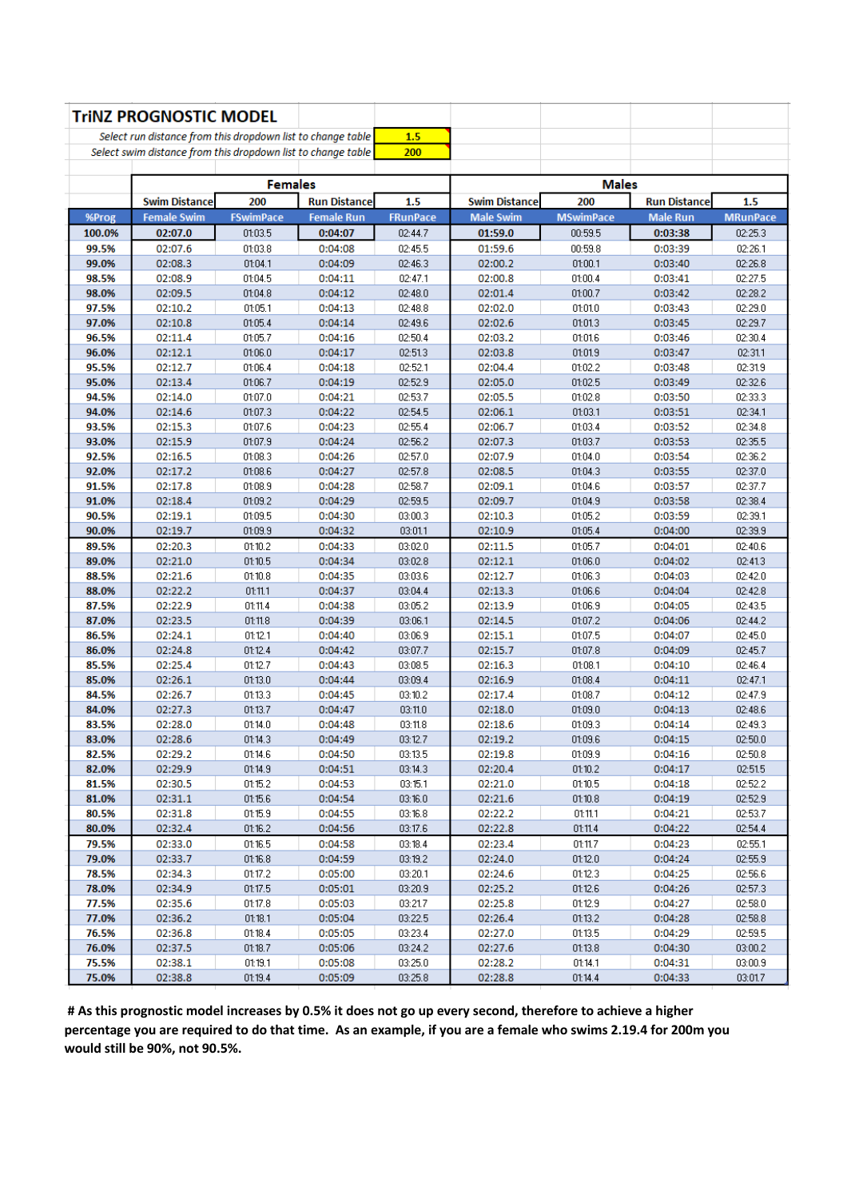## TriNZ PROGNOSTIC MODEL

*Select run distance from this dropdown list to change table* **1.5**
*Select swim distance from this dropdown list to change table* **200**

| | Females | | | | Males | | | |
|---|---|---|---|---|---|---|---|---|
| | Swim Distance | 200 | Run Distance | 1.5 | Swim Distance | 200 | Run Distance | 1.5 |
| %Prog | Female Swim | FSwimPace | Female Run | FRunPace | Male Swim | MSwimPace | Male Run | MRunPace |
| 100.0% | 02:07.0 | 01:03.5 | 0:04:07 | 02:44.7 | 01:59.0 | 00:59.5 | 0:03:38 | 02:25.3 |
| 99.5% | 02:07.6 | 01:03.8 | 0:04:08 | 02:45.5 | 01:59.6 | 00:59.8 | 0:03:39 | 02:26.1 |
| 99.0% | 02:08.3 | 01:04.1 | 0:04:09 | 02:46.3 | 02:00.2 | 01:00.1 | 0:03:40 | 02:26.8 |
| 98.5% | 02:08.9 | 01:04.5 | 0:04:11 | 02:47.1 | 02:00.8 | 01:00.4 | 0:03:41 | 02:27.5 |
| 98.0% | 02:09.5 | 01:04.8 | 0:04:12 | 02:48.0 | 02:01.4 | 01:00.7 | 0:03:42 | 02:28.2 |
| 97.5% | 02:10.2 | 01:05.1 | 0:04:13 | 02:48.8 | 02:02.0 | 01:01.0 | 0:03:43 | 02:29.0 |
| 97.0% | 02:10.8 | 01:05.4 | 0:04:14 | 02:49.6 | 02:02.6 | 01:01.3 | 0:03:45 | 02:29.7 |
| 96.5% | 02:11.4 | 01:05.7 | 0:04:16 | 02:50.4 | 02:03.2 | 01:01.6 | 0:03:46 | 02:30.4 |
| 96.0% | 02:12.1 | 01:06.0 | 0:04:17 | 02:51.3 | 02:03.8 | 01:01.9 | 0:03:47 | 02:31.1 |
| 95.5% | 02:12.7 | 01:06.4 | 0:04:18 | 02:52.1 | 02:04.4 | 01:02.2 | 0:03:48 | 02:31.9 |
| 95.0% | 02:13.4 | 01:06.7 | 0:04:19 | 02:52.9 | 02:05.0 | 01:02.5 | 0:03:49 | 02:32.6 |
| 94.5% | 02:14.0 | 01:07.0 | 0:04:21 | 02:53.7 | 02:05.5 | 01:02.8 | 0:03:50 | 02:33.3 |
| 94.0% | 02:14.6 | 01:07.3 | 0:04:22 | 02:54.5 | 02:06.1 | 01:03.1 | 0:03:51 | 02:34.1 |
| 93.5% | 02:15.3 | 01:07.6 | 0:04:23 | 02:55.4 | 02:06.7 | 01:03.4 | 0:03:52 | 02:34.8 |
| 93.0% | 02:15.9 | 01:07.9 | 0:04:24 | 02:56.2 | 02:07.3 | 01:03.7 | 0:03:53 | 02:35.5 |
| 92.5% | 02:16.5 | 01:08.3 | 0:04:26 | 02:57.0 | 02:07.9 | 01:04.0 | 0:03:54 | 02:36.2 |
| 92.0% | 02:17.2 | 01:08.6 | 0:04:27 | 02:57.8 | 02:08.5 | 01:04.3 | 0:03:55 | 02:37.0 |
| 91.5% | 02:17.8 | 01:08.9 | 0:04:28 | 02:58.7 | 02:09.1 | 01:04.6 | 0:03:57 | 02:37.7 |
| 91.0% | 02:18.4 | 01:09.2 | 0:04:29 | 02:59.5 | 02:09.7 | 01:04.9 | 0:03:58 | 02:38.4 |
| 90.5% | 02:19.1 | 01:09.5 | 0:04:30 | 03:00.3 | 02:10.3 | 01:05.2 | 0:03:59 | 02:39.1 |
| 90.0% | 02:19.7 | 01:09.9 | 0:04:32 | 03:01.1 | 02:10.9 | 01:05.4 | 0:04:00 | 02:39.9 |
| 89.5% | 02:20.3 | 01:10.2 | 0:04:33 | 03:02.0 | 02:11.5 | 01:05.7 | 0:04:01 | 02:40.6 |
| 89.0% | 02:21.0 | 01:10.5 | 0:04:34 | 03:02.8 | 02:12.1 | 01:06.0 | 0:04:02 | 02:41.3 |
| 88.5% | 02:21.6 | 01:10.8 | 0:04:35 | 03:03.6 | 02:12.7 | 01:06.3 | 0:04:03 | 02:42.0 |
| 88.0% | 02:22.2 | 01:11.1 | 0:04:37 | 03:04.4 | 02:13.3 | 01:06.6 | 0:04:04 | 02:42.8 |
| 87.5% | 02:22.9 | 01:11.4 | 0:04:38 | 03:05.2 | 02:13.9 | 01:06.9 | 0:04:05 | 02:43.5 |
| 87.0% | 02:23.5 | 01:11.8 | 0:04:39 | 03:06.1 | 02:14.5 | 01:07.2 | 0:04:06 | 02:44.2 |
| 86.5% | 02:24.1 | 01:12.1 | 0:04:40 | 03:06.9 | 02:15.1 | 01:07.5 | 0:04:07 | 02:45.0 |
| 86.0% | 02:24.8 | 01:12.4 | 0:04:42 | 03:07.7 | 02:15.7 | 01:07.8 | 0:04:09 | 02:45.7 |
| 85.5% | 02:25.4 | 01:12.7 | 0:04:43 | 03:08.5 | 02:16.3 | 01:08.1 | 0:04:10 | 02:46.4 |
| 85.0% | 02:26.1 | 01:13.0 | 0:04:44 | 03:09.4 | 02:16.9 | 01:08.4 | 0:04:11 | 02:47.1 |
| 84.5% | 02:26.7 | 01:13.3 | 0:04:45 | 03:10.2 | 02:17.4 | 01:08.7 | 0:04:12 | 02:47.9 |
| 84.0% | 02:27.3 | 01:13.7 | 0:04:47 | 03:11.0 | 02:18.0 | 01:09.0 | 0:04:13 | 02:48.6 |
| 83.5% | 02:28.0 | 01:14.0 | 0:04:48 | 03:11.8 | 02:18.6 | 01:09.3 | 0:04:14 | 02:49.3 |
| 83.0% | 02:28.6 | 01:14.3 | 0:04:49 | 03:12.7 | 02:19.2 | 01:09.6 | 0:04:15 | 02:50.0 |
| 82.5% | 02:29.2 | 01:14.6 | 0:04:50 | 03:13.5 | 02:19.8 | 01:09.9 | 0:04:16 | 02:50.8 |
| 82.0% | 02:29.9 | 01:14.9 | 0:04:51 | 03:14.3 | 02:20.4 | 01:10.2 | 0:04:17 | 02:51.5 |
| 81.5% | 02:30.5 | 01:15.2 | 0:04:53 | 03:15.1 | 02:21.0 | 01:10.5 | 0:04:18 | 02:52.2 |
| 81.0% | 02:31.1 | 01:15.6 | 0:04:54 | 03:16.0 | 02:21.6 | 01:10.8 | 0:04:19 | 02:52.9 |
| 80.5% | 02:31.8 | 01:15.9 | 0:04:55 | 03:16.8 | 02:22.2 | 01:11.1 | 0:04:21 | 02:53.7 |
| 80.0% | 02:32.4 | 01:16.2 | 0:04:56 | 03:17.6 | 02:22.8 | 01:11.4 | 0:04:22 | 02:54.4 |
| 79.5% | 02:33.0 | 01:16.5 | 0:04:58 | 03:18.4 | 02:23.4 | 01:11.7 | 0:04:23 | 02:55.1 |
| 79.0% | 02:33.7 | 01:16.8 | 0:04:59 | 03:19.2 | 02:24.0 | 01:12.0 | 0:04:24 | 02:55.9 |
| 78.5% | 02:34.3 | 01:17.2 | 0:05:00 | 03:20.1 | 02:24.6 | 01:12.3 | 0:04:25 | 02:56.6 |
| 78.0% | 02:34.9 | 01:17.5 | 0:05:01 | 03:20.9 | 02:25.2 | 01:12.6 | 0:04:26 | 02:57.3 |
| 77.5% | 02:35.6 | 01:17.8 | 0:05:03 | 03:21.7 | 02:25.8 | 01:12.9 | 0:04:27 | 02:58.0 |
| 77.0% | 02:36.2 | 01:18.1 | 0:05:04 | 03:22.5 | 02:26.4 | 01:13.2 | 0:04:28 | 02:58.8 |
| 76.5% | 02:36.8 | 01:18.4 | 0:05:05 | 03:23.4 | 02:27.0 | 01:13.5 | 0:04:29 | 02:59.5 |
| 76.0% | 02:37.5 | 01:18.7 | 0:05:06 | 03:24.2 | 02:27.6 | 01:13.8 | 0:04:30 | 03:00.2 |
| 75.5% | 02:38.1 | 01:19.1 | 0:05:08 | 03:25.0 | 02:28.2 | 01:14.1 | 0:04:31 | 03:00.9 |
| 75.0% | 02:38.8 | 01:19.4 | 0:05:09 | 03:25.8 | 02:28.8 | 01:14.4 | 0:04:33 | 03:01.7 |

**# As this prognostic model increases by 0.5% it does not go up every second, therefore to achieve a higher percentage you are required to do that time. As an example, if you are a female who swims 2.19.4 for 200m you would still be 90%, not 90.5%.**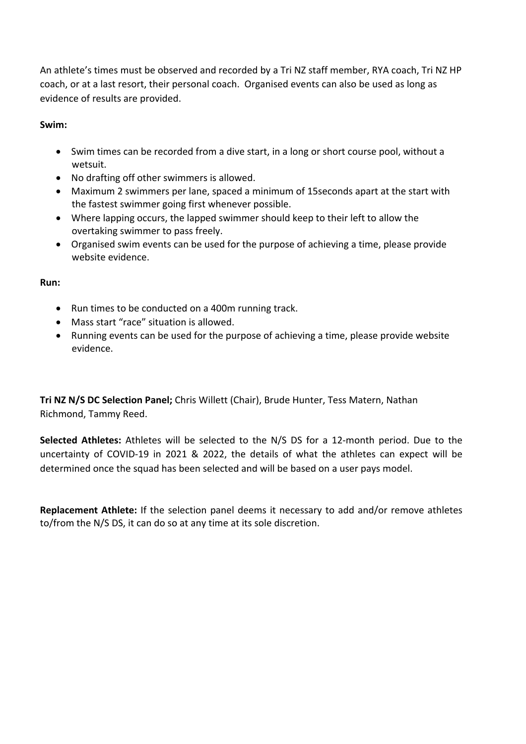An athlete's times must be observed and recorded by a Tri NZ staff member, RYA coach, Tri NZ HP coach, or at a last resort, their personal coach. Organised events can also be used as long as evidence of results are provided.

**Swim:**

- Swim times can be recorded from a dive start, in a long or short course pool, without a wetsuit.
- No drafting off other swimmers is allowed.
- Maximum 2 swimmers per lane, spaced a minimum of 15seconds apart at the start with the fastest swimmer going first whenever possible.
- Where lapping occurs, the lapped swimmer should keep to their left to allow the overtaking swimmer to pass freely.
- Organised swim events can be used for the purpose of achieving a time, please provide website evidence.

**Run:**

- Run times to be conducted on a 400m running track.
- Mass start "race" situation is allowed.
- Running events can be used for the purpose of achieving a time, please provide website evidence.

**Tri NZ N/S DC Selection Panel;** Chris Willett (Chair), Brude Hunter, Tess Matern, Nathan Richmond, Tammy Reed.

**Selected Athletes:** Athletes will be selected to the N/S DS for a 12-month period. Due to the uncertainty of COVID-19 in 2021 & 2022, the details of what the athletes can expect will be determined once the squad has been selected and will be based on a user pays model.

**Replacement Athlete:** If the selection panel deems it necessary to add and/or remove athletes to/from the N/S DS, it can do so at any time at its sole discretion.